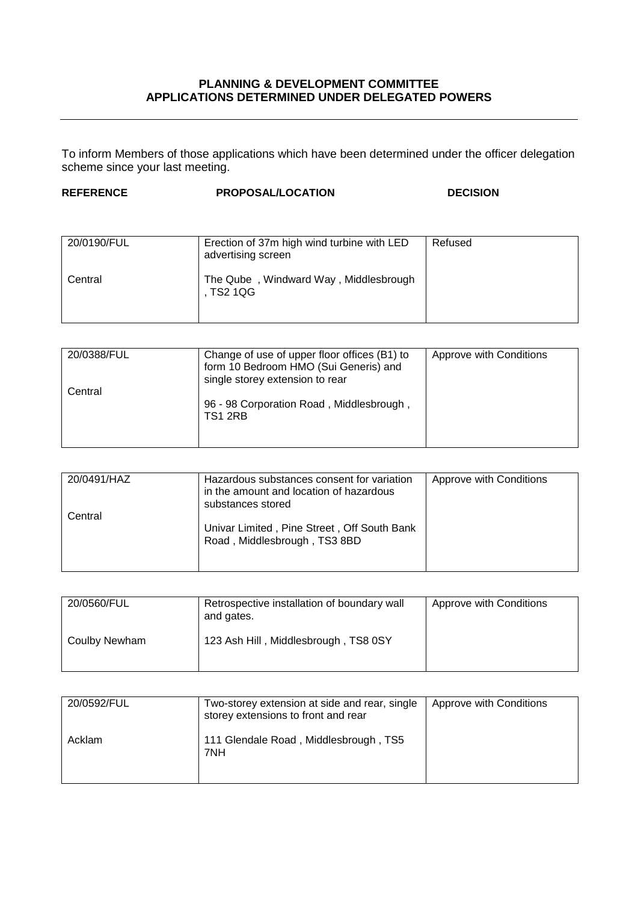**PLANNING & DEVELOPMENT COMMITTEE**
**APPLICATIONS DETERMINED UNDER DELEGATED POWERS**

---

To inform Members of those applications which have been determined under the officer delegation scheme since your last meeting.

| REFERENCE | PROPOSAL/LOCATION | DECISION |
|---|---|---|
| 20/0190/FUL<br><br>Central | Erection of 37m high wind turbine with LED advertising screen<br><br>The Qube , Windward Way , Middlesbrough , TS2 1QG | Refused |
| 20/0388/FUL<br><br>Central | Change of use of upper floor offices (B1) to form 10 Bedroom HMO (Sui Generis) and single storey extension to rear<br><br>96 - 98 Corporation Road , Middlesbrough , TS1 2RB | Approve with Conditions |
| 20/0491/HAZ<br><br>Central | Hazardous substances consent for variation in the amount and location of hazardous substances stored<br><br>Univar Limited , Pine Street , Off South Bank Road , Middlesbrough , TS3 8BD | Approve with Conditions |
| 20/0560/FUL<br><br>Coulby Newham | Retrospective installation of boundary wall and gates.<br><br>123 Ash Hill , Middlesbrough , TS8 0SY | Approve with Conditions |
| 20/0592/FUL<br><br>Acklam | Two-storey extension at side and rear, single storey extensions to front and rear<br><br>111 Glendale Road , Middlesbrough , TS5 7NH | Approve with Conditions |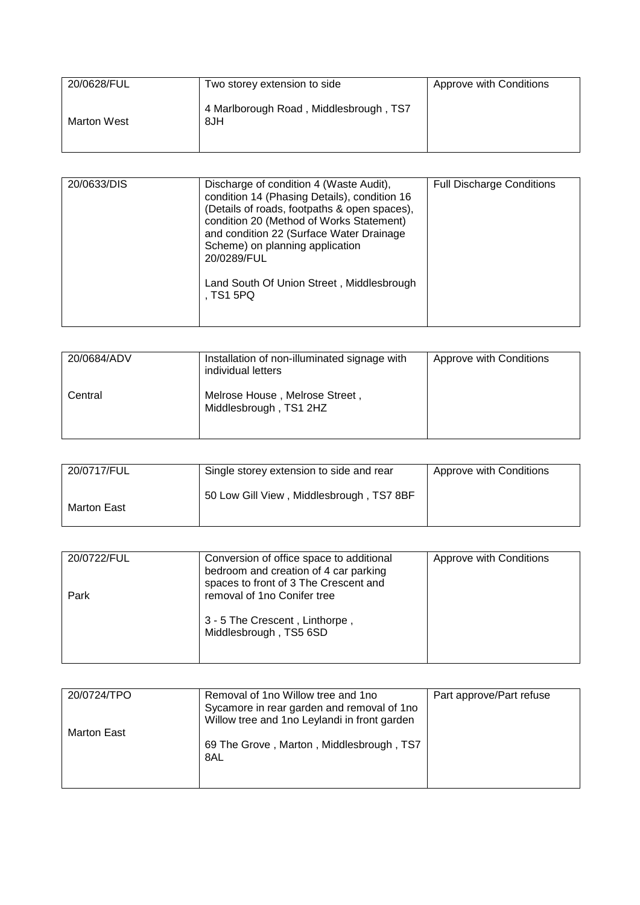| 20/0628/FUL<br><br>Marton West | Two storey extension to side<br><br>4 Marlborough Road , Middlesbrough , TS7 8JH | Approve with Conditions |
|---|---|---|

| 20/0633/DIS | Discharge of condition 4 (Waste Audit), condition 14 (Phasing Details), condition 16 (Details of roads, footpaths & open spaces), condition 20 (Method of Works Statement) and condition 22 (Surface Water Drainage Scheme) on planning application 20/0289/FUL<br><br>Land South Of Union Street , Middlesbrough , TS1 5PQ | Full Discharge Conditions |
|---|---|---|

| 20/0684/ADV<br><br>Central | Installation of non-illuminated signage with individual letters<br><br>Melrose House , Melrose Street , Middlesbrough , TS1 2HZ | Approve with Conditions |
|---|---|---|

| 20/0717/FUL<br><br>Marton East | Single storey extension to side and rear<br><br>50 Low Gill View , Middlesbrough , TS7 8BF | Approve with Conditions |
|---|---|---|

| 20/0722/FUL<br><br>Park | Conversion of office space to additional bedroom and creation of 4 car parking spaces to front of 3 The Crescent and removal of 1no Conifer tree<br><br>3 - 5 The Crescent , Linthorpe , Middlesbrough , TS5 6SD | Approve with Conditions |
|---|---|---|

| 20/0724/TPO<br><br>Marton East | Removal of 1no Willow tree and 1no Sycamore in rear garden and removal of 1no Willow tree and 1no Leylandi in front garden<br><br>69 The Grove , Marton , Middlesbrough , TS7 8AL | Part approve/Part refuse |
|---|---|---|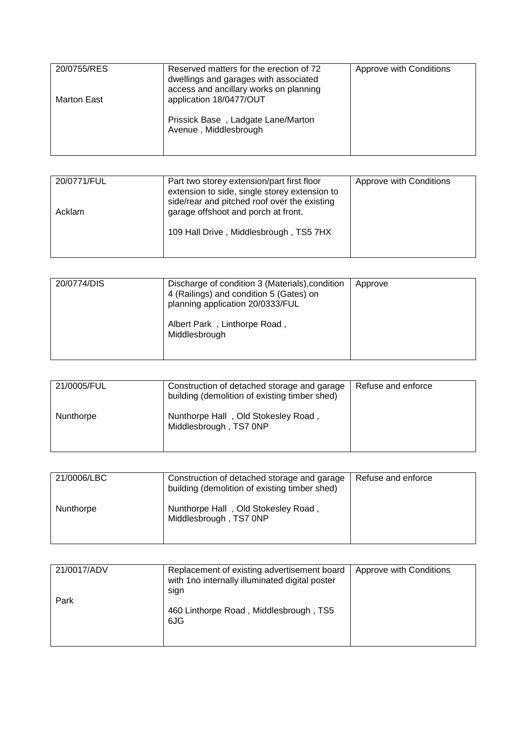| 20/0755/RES<br><br>Marton East | Reserved matters for the erection of 72 dwellings and garages with associated access and ancillary works on planning application 18/0477/OUT<br><br>Prissick Base , Ladgate Lane/Marton Avenue , Middlesbrough | Approve with Conditions |
|---|---|---|

| 20/0771/FUL<br><br>Acklam | Part two storey extension/part first floor extension to side, single storey extension to side/rear and pitched roof over the existing garage offshoot and porch at front.<br><br>109 Hall Drive , Middlesbrough , TS5 7HX | Approve with Conditions |
|---|---|---|

| 20/0774/DIS | Discharge of condition 3 (Materials),condition 4 (Railings) and condition 5 (Gates) on planning application 20/0333/FUL<br><br>Albert Park , Linthorpe Road , Middlesbrough | Approve |
|---|---|---|

| 21/0005/FUL<br><br>Nunthorpe | Construction of detached storage and garage building (demolition of existing timber shed)<br><br>Nunthorpe Hall , Old Stokesley Road , Middlesbrough , TS7 0NP | Refuse and enforce |
|---|---|---|

| 21/0006/LBC<br><br>Nunthorpe | Construction of detached storage and garage building (demolition of existing timber shed)<br><br>Nunthorpe Hall , Old Stokesley Road , Middlesbrough , TS7 0NP | Refuse and enforce |
|---|---|---|

| 21/0017/ADV<br><br>Park | Replacement of existing advertisement board with 1no internally illuminated digital poster sign<br><br>460 Linthorpe Road , Middlesbrough , TS5 6JG | Approve with Conditions |
|---|---|---|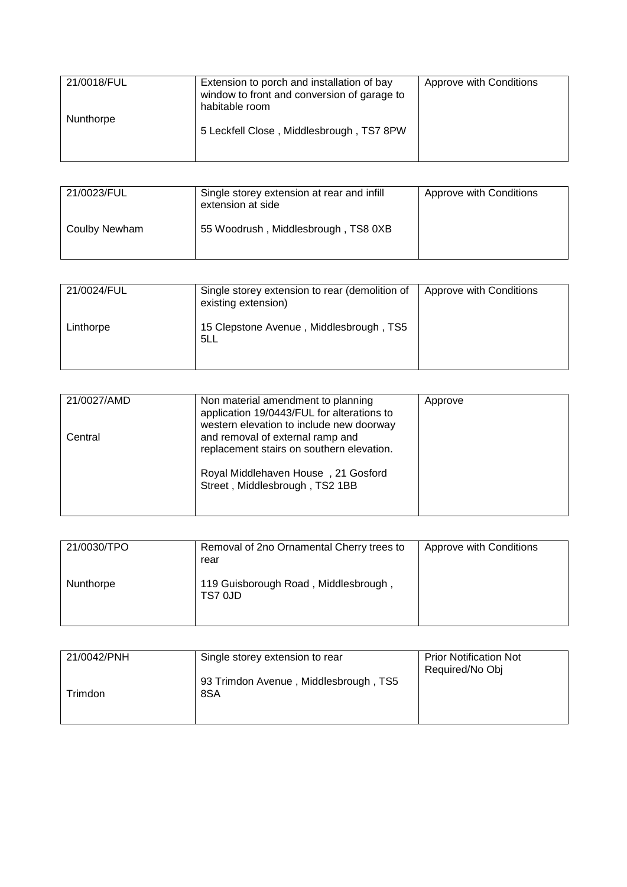| 21/0018/FUL<br><br>Nunthorpe | Extension to porch and installation of bay window to front and conversion of garage to habitable room<br><br>5 Leckfell Close , Middlesbrough , TS7 8PW | Approve with Conditions |
|---|---|---|

| 21/0023/FUL<br><br>Coulby Newham | Single storey extension at rear and infill extension at side<br><br>55 Woodrush , Middlesbrough , TS8 0XB | Approve with Conditions |
|---|---|---|

| 21/0024/FUL<br><br>Linthorpe | Single storey extension to rear (demolition of existing extension)<br><br>15 Clepstone Avenue , Middlesbrough , TS5 5LL | Approve with Conditions |
|---|---|---|

| 21/0027/AMD<br><br>Central | Non material amendment to planning application 19/0443/FUL for alterations to western elevation to include new doorway and removal of external ramp and replacement stairs on southern elevation.<br><br>Royal Middlehaven House , 21 Gosford Street , Middlesbrough , TS2 1BB | Approve |
|---|---|---|

| 21/0030/TPO<br><br>Nunthorpe | Removal of 2no Ornamental Cherry trees to rear<br><br>119 Guisborough Road , Middlesbrough , TS7 0JD | Approve with Conditions |
|---|---|---|

| 21/0042/PNH<br><br>Trimdon | Single storey extension to rear<br><br>93 Trimdon Avenue , Middlesbrough , TS5 8SA | Prior Notification Not Required/No Obj |
|---|---|---|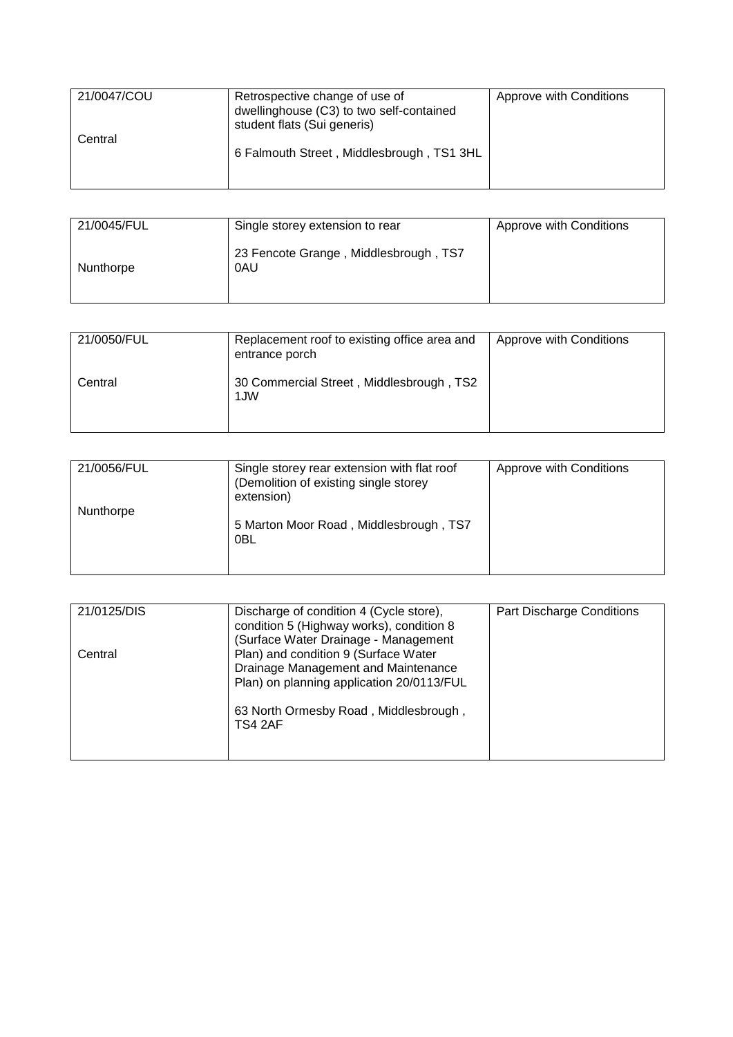| 21/0047/COU<br><br>Central | Retrospective change of use of dwellinghouse (C3) to two self-contained student flats (Sui generis)<br><br>6 Falmouth Street , Middlesbrough , TS1 3HL | Approve with Conditions |
|---|---|---|

| 21/0045/FUL<br><br>Nunthorpe | Single storey extension to rear<br><br>23 Fencote Grange , Middlesbrough , TS7 0AU | Approve with Conditions |
|---|---|---|

| 21/0050/FUL<br><br>Central | Replacement roof to existing office area and entrance porch<br><br>30 Commercial Street , Middlesbrough , TS2 1JW | Approve with Conditions |
|---|---|---|

| 21/0056/FUL<br><br>Nunthorpe | Single storey rear extension with flat roof (Demolition of existing single storey extension)<br><br>5 Marton Moor Road , Middlesbrough , TS7 0BL | Approve with Conditions |
|---|---|---|

| 21/0125/DIS<br><br>Central | Discharge of condition 4 (Cycle store), condition 5 (Highway works), condition 8 (Surface Water Drainage - Management Plan) and condition 9 (Surface Water Drainage Management and Maintenance Plan) on planning application 20/0113/FUL<br><br>63 North Ormesby Road , Middlesbrough , TS4 2AF | Part Discharge Conditions |
|---|---|---|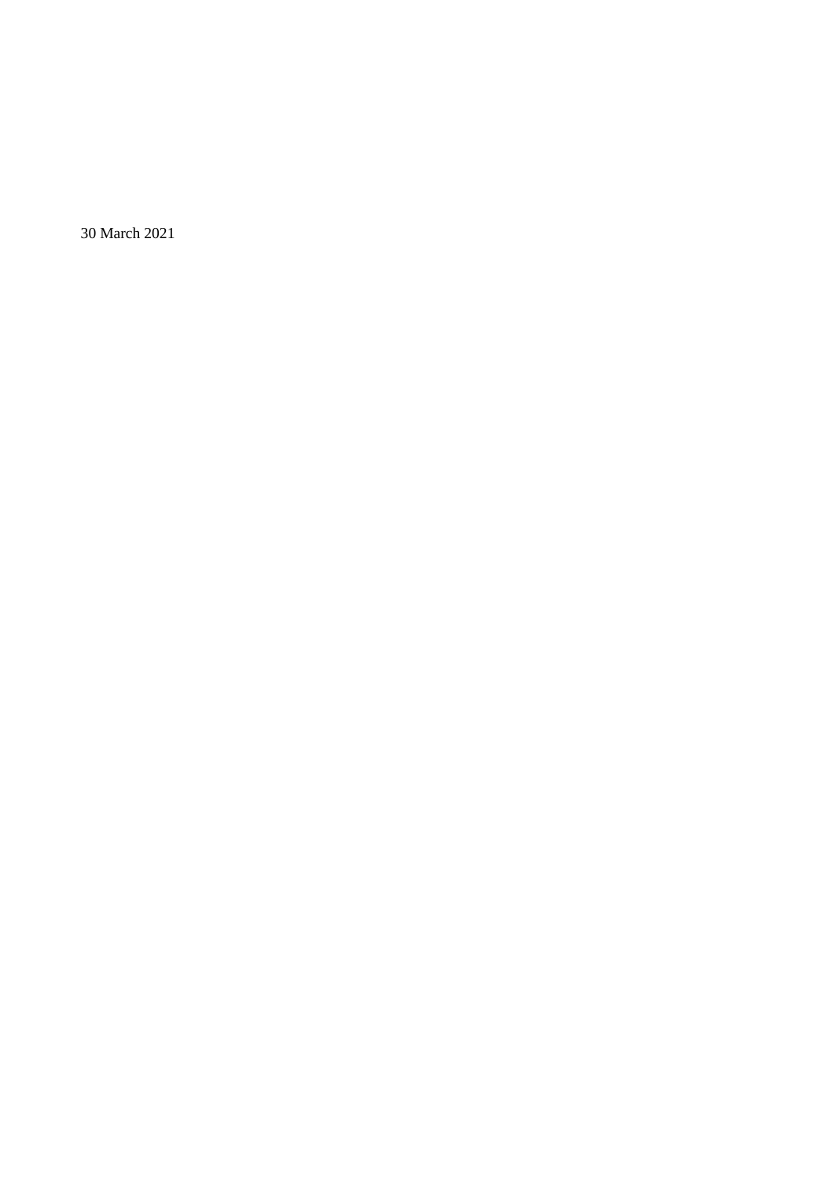30 March 2021